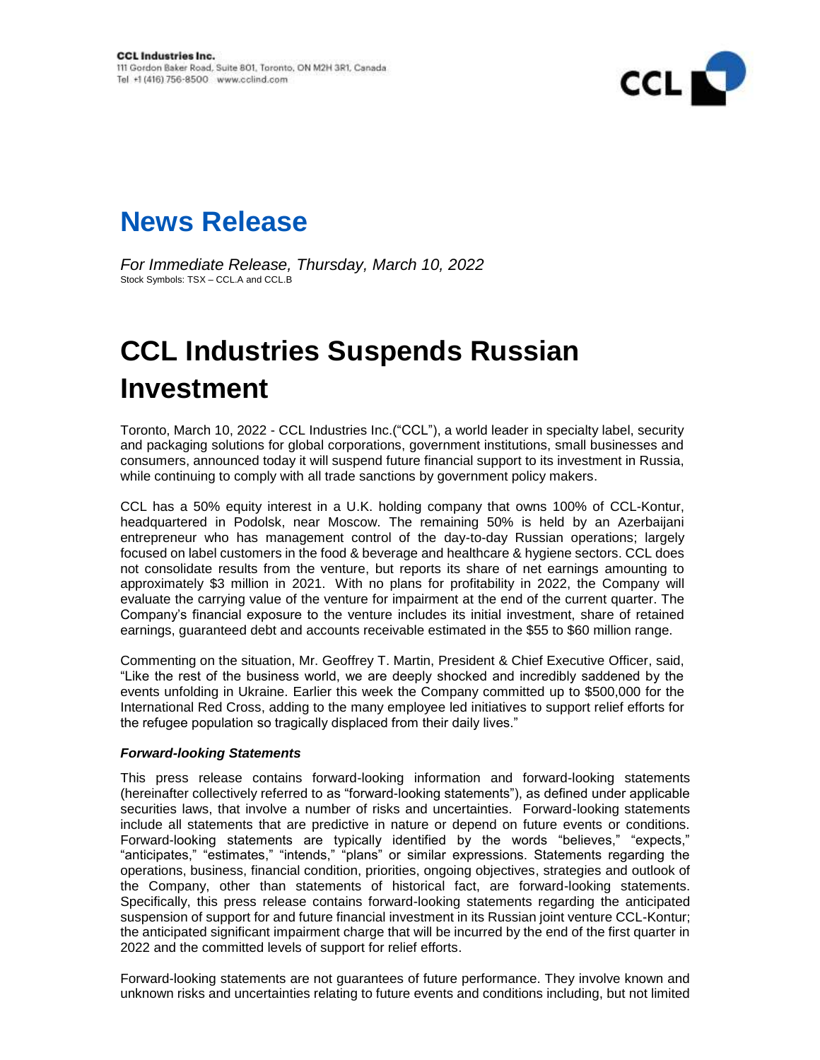**CCL Industries Inc.**
111 Gordon Baker Road, Suite 801, Toronto, ON M2H 3R1, Canada
Tel +1 (416) 756-8500 www.cclind.com

# News Release

*For Immediate Release, Thursday, March 10, 2022*
Stock Symbols: TSX – CCL.A and CCL.B

# CCL Industries Suspends Russian Investment

Toronto, March 10, 2022 - CCL Industries Inc.("CCL"), a world leader in specialty label, security and packaging solutions for global corporations, government institutions, small businesses and consumers, announced today it will suspend future financial support to its investment in Russia, while continuing to comply with all trade sanctions by government policy makers.

CCL has a 50% equity interest in a U.K. holding company that owns 100% of CCL-Kontur, headquartered in Podolsk, near Moscow. The remaining 50% is held by an Azerbaijani entrepreneur who has management control of the day-to-day Russian operations; largely focused on label customers in the food & beverage and healthcare & hygiene sectors. CCL does not consolidate results from the venture, but reports its share of net earnings amounting to approximately $3 million in 2021. With no plans for profitability in 2022, the Company will evaluate the carrying value of the venture for impairment at the end of the current quarter. The Company's financial exposure to the venture includes its initial investment, share of retained earnings, guaranteed debt and accounts receivable estimated in the $55 to $60 million range.

Commenting on the situation, Mr. Geoffrey T. Martin, President & Chief Executive Officer, said, "Like the rest of the business world, we are deeply shocked and incredibly saddened by the events unfolding in Ukraine. Earlier this week the Company committed up to $500,000 for the International Red Cross, adding to the many employee led initiatives to support relief efforts for the refugee population so tragically displaced from their daily lives."

***Forward-looking Statements***

This press release contains forward-looking information and forward-looking statements (hereinafter collectively referred to as "forward-looking statements"), as defined under applicable securities laws, that involve a number of risks and uncertainties. Forward-looking statements include all statements that are predictive in nature or depend on future events or conditions. Forward-looking statements are typically identified by the words "believes," "expects," "anticipates," "estimates," "intends," "plans" or similar expressions. Statements regarding the operations, business, financial condition, priorities, ongoing objectives, strategies and outlook of the Company, other than statements of historical fact, are forward-looking statements. Specifically, this press release contains forward-looking statements regarding the anticipated suspension of support for and future financial investment in its Russian joint venture CCL-Kontur; the anticipated significant impairment charge that will be incurred by the end of the first quarter in 2022 and the committed levels of support for relief efforts.

Forward-looking statements are not guarantees of future performance. They involve known and unknown risks and uncertainties relating to future events and conditions including, but not limited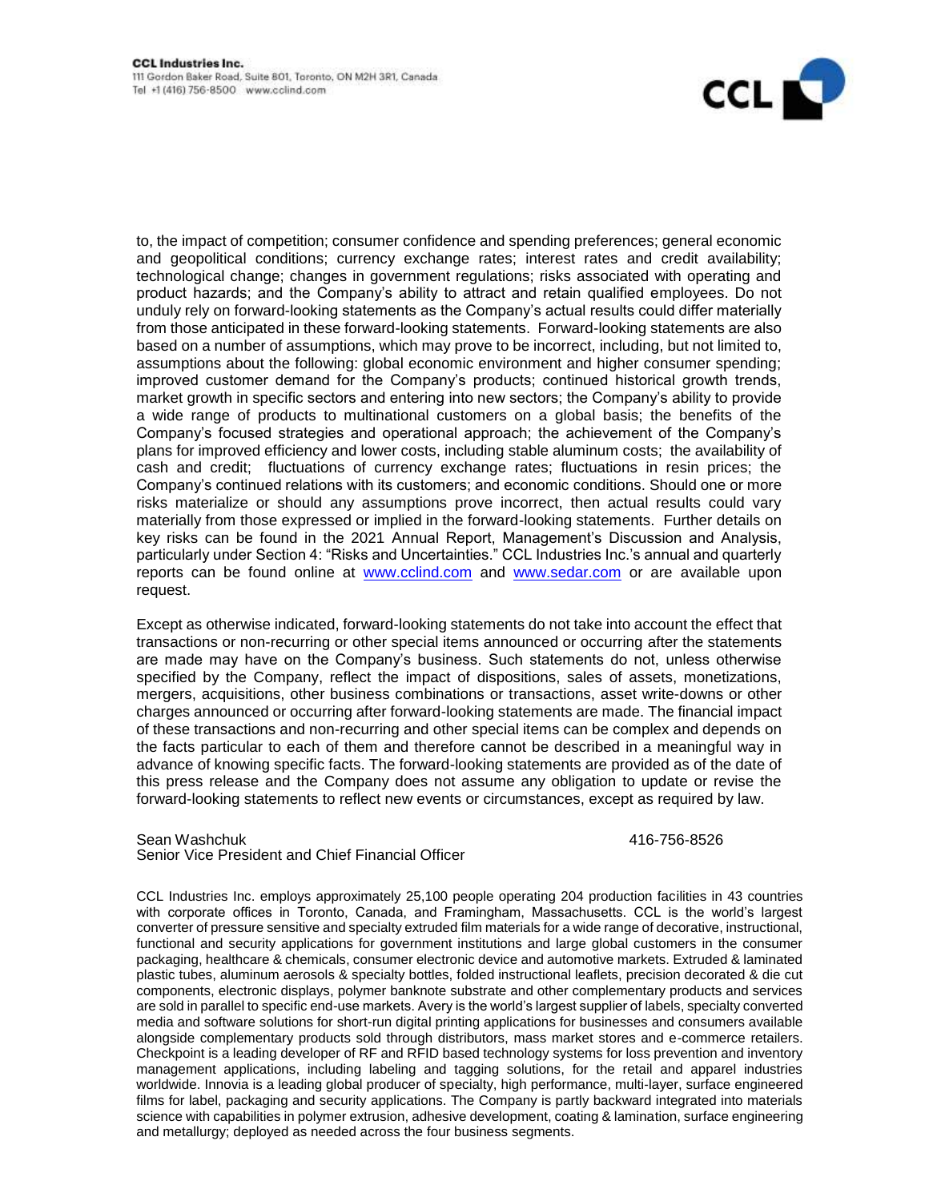to, the impact of competition; consumer confidence and spending preferences; general economic and geopolitical conditions; currency exchange rates; interest rates and credit availability; technological change; changes in government regulations; risks associated with operating and product hazards; and the Company's ability to attract and retain qualified employees. Do not unduly rely on forward-looking statements as the Company's actual results could differ materially from those anticipated in these forward-looking statements. Forward-looking statements are also based on a number of assumptions, which may prove to be incorrect, including, but not limited to, assumptions about the following: global economic environment and higher consumer spending; improved customer demand for the Company's products; continued historical growth trends, market growth in specific sectors and entering into new sectors; the Company's ability to provide a wide range of products to multinational customers on a global basis; the benefits of the Company's focused strategies and operational approach; the achievement of the Company's plans for improved efficiency and lower costs, including stable aluminum costs; the availability of cash and credit; fluctuations of currency exchange rates; fluctuations in resin prices; the Company's continued relations with its customers; and economic conditions. Should one or more risks materialize or should any assumptions prove incorrect, then actual results could vary materially from those expressed or implied in the forward-looking statements. Further details on key risks can be found in the 2021 Annual Report, Management's Discussion and Analysis, particularly under Section 4: "Risks and Uncertainties." CCL Industries Inc.'s annual and quarterly reports can be found online at www.cclind.com and www.sedar.com or are available upon request.

Except as otherwise indicated, forward-looking statements do not take into account the effect that transactions or non-recurring or other special items announced or occurring after the statements are made may have on the Company's business. Such statements do not, unless otherwise specified by the Company, reflect the impact of dispositions, sales of assets, monetizations, mergers, acquisitions, other business combinations or transactions, asset write-downs or other charges announced or occurring after forward-looking statements are made. The financial impact of these transactions and non-recurring and other special items can be complex and depends on the facts particular to each of them and therefore cannot be described in a meaningful way in advance of knowing specific facts. The forward-looking statements are provided as of the date of this press release and the Company does not assume any obligation to update or revise the forward-looking statements to reflect new events or circumstances, except as required by law.

Sean Washchuk 416-756-8526
Senior Vice President and Chief Financial Officer

CCL Industries Inc. employs approximately 25,100 people operating 204 production facilities in 43 countries with corporate offices in Toronto, Canada, and Framingham, Massachusetts. CCL is the world's largest converter of pressure sensitive and specialty extruded film materials for a wide range of decorative, instructional, functional and security applications for government institutions and large global customers in the consumer packaging, healthcare & chemicals, consumer electronic device and automotive markets. Extruded & laminated plastic tubes, aluminum aerosols & specialty bottles, folded instructional leaflets, precision decorated & die cut components, electronic displays, polymer banknote substrate and other complementary products and services are sold in parallel to specific end-use markets. Avery is the world's largest supplier of labels, specialty converted media and software solutions for short-run digital printing applications for businesses and consumers available alongside complementary products sold through distributors, mass market stores and e-commerce retailers. Checkpoint is a leading developer of RF and RFID based technology systems for loss prevention and inventory management applications, including labeling and tagging solutions, for the retail and apparel industries worldwide. Innovia is a leading global producer of specialty, high performance, multi-layer, surface engineered films for label, packaging and security applications. The Company is partly backward integrated into materials science with capabilities in polymer extrusion, adhesive development, coating & lamination, surface engineering and metallurgy; deployed as needed across the four business segments.